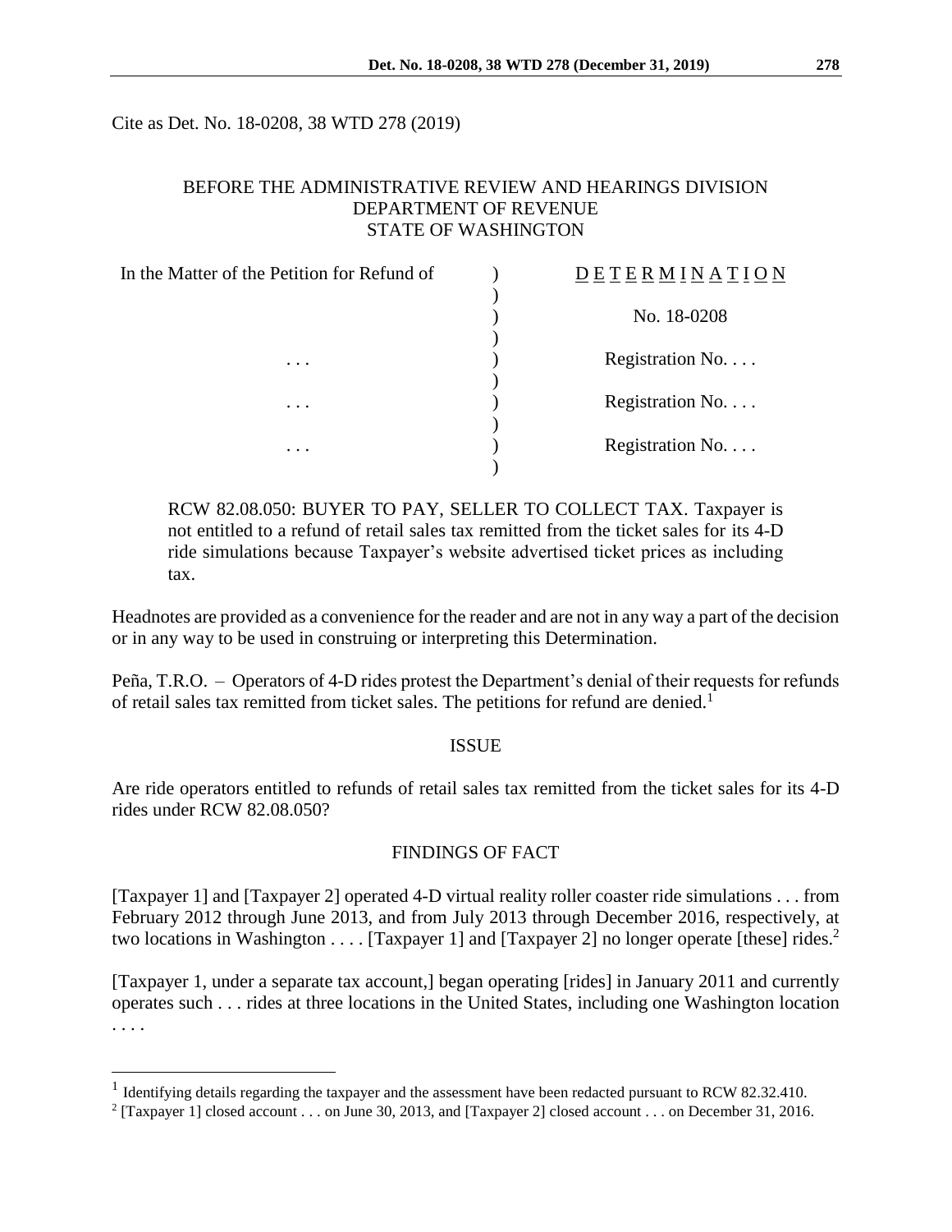Cite as Det. No. 18-0208, 38 WTD 278 (2019)

BEFORE THE ADMINISTRATIVE REVIEW AND HEARINGS DIVISION
DEPARTMENT OF REVENUE
STATE OF WASHINGTON

| In the Matter of the Petition for Refund of | ) | D E T E R M I N A T I O N |
|---|---|---|
| | ) | No. 18-0208 |
| . . . | ) | Registration No. . . . |
| . . . | ) | Registration No. . . . |
| . . . | ) | Registration No. . . . |

RCW 82.08.050: BUYER TO PAY, SELLER TO COLLECT TAX. Taxpayer is not entitled to a refund of retail sales tax remitted from the ticket sales for its 4-D ride simulations because Taxpayer's website advertised ticket prices as including tax.

Headnotes are provided as a convenience for the reader and are not in any way a part of the decision or in any way to be used in construing or interpreting this Determination.

Peña, T.R.O. – Operators of 4-D rides protest the Department's denial of their requests for refunds of retail sales tax remitted from ticket sales. The petitions for refund are denied.[1]

## ISSUE

Are ride operators entitled to refunds of retail sales tax remitted from the ticket sales for its 4-D rides under RCW 82.08.050?

## FINDINGS OF FACT

[Taxpayer 1] and [Taxpayer 2] operated 4-D virtual reality roller coaster ride simulations . . . from February 2012 through June 2013, and from July 2013 through December 2016, respectively, at two locations in Washington . . . . [Taxpayer 1] and [Taxpayer 2] no longer operate [these] rides.[2]

[Taxpayer 1, under a separate tax account,] began operating [rides] in January 2011 and currently operates such . . . rides at three locations in the United States, including one Washington location . . . .

[1] Identifying details regarding the taxpayer and the assessment have been redacted pursuant to RCW 82.32.410.

[2] [Taxpayer 1] closed account . . . on June 30, 2013, and [Taxpayer 2] closed account . . . on December 31, 2016.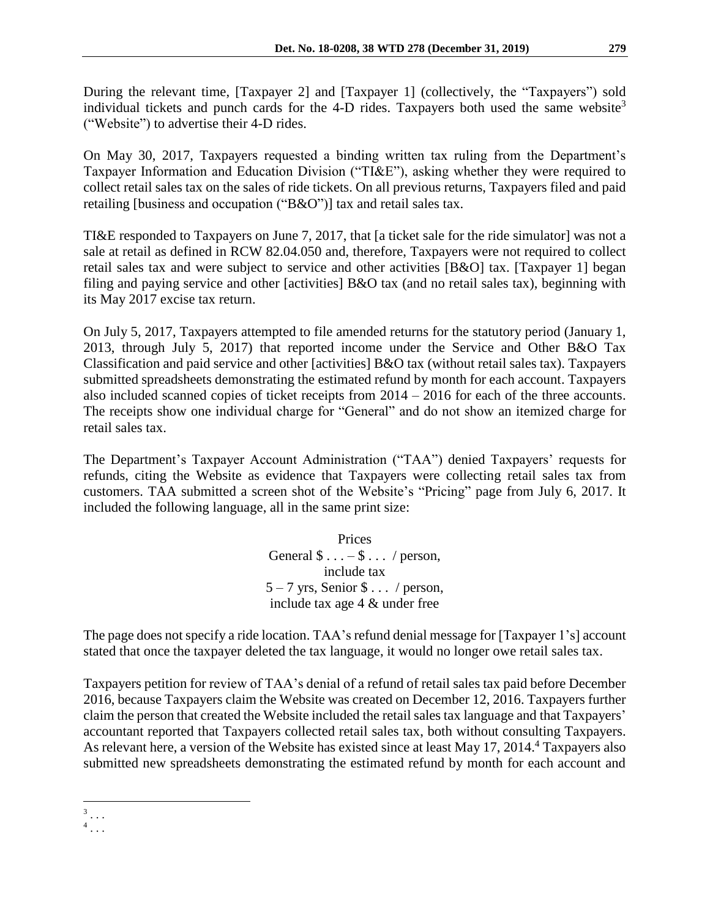During the relevant time, [Taxpayer 2] and [Taxpayer 1] (collectively, the "Taxpayers") sold individual tickets and punch cards for the 4-D rides. Taxpayers both used the same website[3] ("Website") to advertise their 4-D rides.

On May 30, 2017, Taxpayers requested a binding written tax ruling from the Department's Taxpayer Information and Education Division ("TI&E"), asking whether they were required to collect retail sales tax on the sales of ride tickets. On all previous returns, Taxpayers filed and paid retailing [business and occupation ("B&O")] tax and retail sales tax.

TI&E responded to Taxpayers on June 7, 2017, that [a ticket sale for the ride simulator] was not a sale at retail as defined in RCW 82.04.050 and, therefore, Taxpayers were not required to collect retail sales tax and were subject to service and other activities [B&O] tax. [Taxpayer 1] began filing and paying service and other [activities] B&O tax (and no retail sales tax), beginning with its May 2017 excise tax return.

On July 5, 2017, Taxpayers attempted to file amended returns for the statutory period (January 1, 2013, through July 5, 2017) that reported income under the Service and Other B&O Tax Classification and paid service and other [activities] B&O tax (without retail sales tax). Taxpayers submitted spreadsheets demonstrating the estimated refund by month for each account. Taxpayers also included scanned copies of ticket receipts from 2014 – 2016 for each of the three accounts. The receipts show one individual charge for "General" and do not show an itemized charge for retail sales tax.

The Department's Taxpayer Account Administration ("TAA") denied Taxpayers' requests for refunds, citing the Website as evidence that Taxpayers were collecting retail sales tax from customers. TAA submitted a screen shot of the Website's "Pricing" page from July 6, 2017. It included the following language, all in the same print size:

> Prices
> General $ . . . – $ . . . / person,
> include tax
> 5 – 7 yrs, Senior $ . . . / person,
> include tax age 4 & under free

The page does not specify a ride location. TAA's refund denial message for [Taxpayer 1's] account stated that once the taxpayer deleted the tax language, it would no longer owe retail sales tax.

Taxpayers petition for review of TAA's denial of a refund of retail sales tax paid before December 2016, because Taxpayers claim the Website was created on December 12, 2016. Taxpayers further claim the person that created the Website included the retail sales tax language and that Taxpayers' accountant reported that Taxpayers collected retail sales tax, both without consulting Taxpayers. As relevant here, a version of the Website has existed since at least May 17, 2014.[4] Taxpayers also submitted new spreadsheets demonstrating the estimated refund by month for each account and

---

[3] . . .

[4] . . .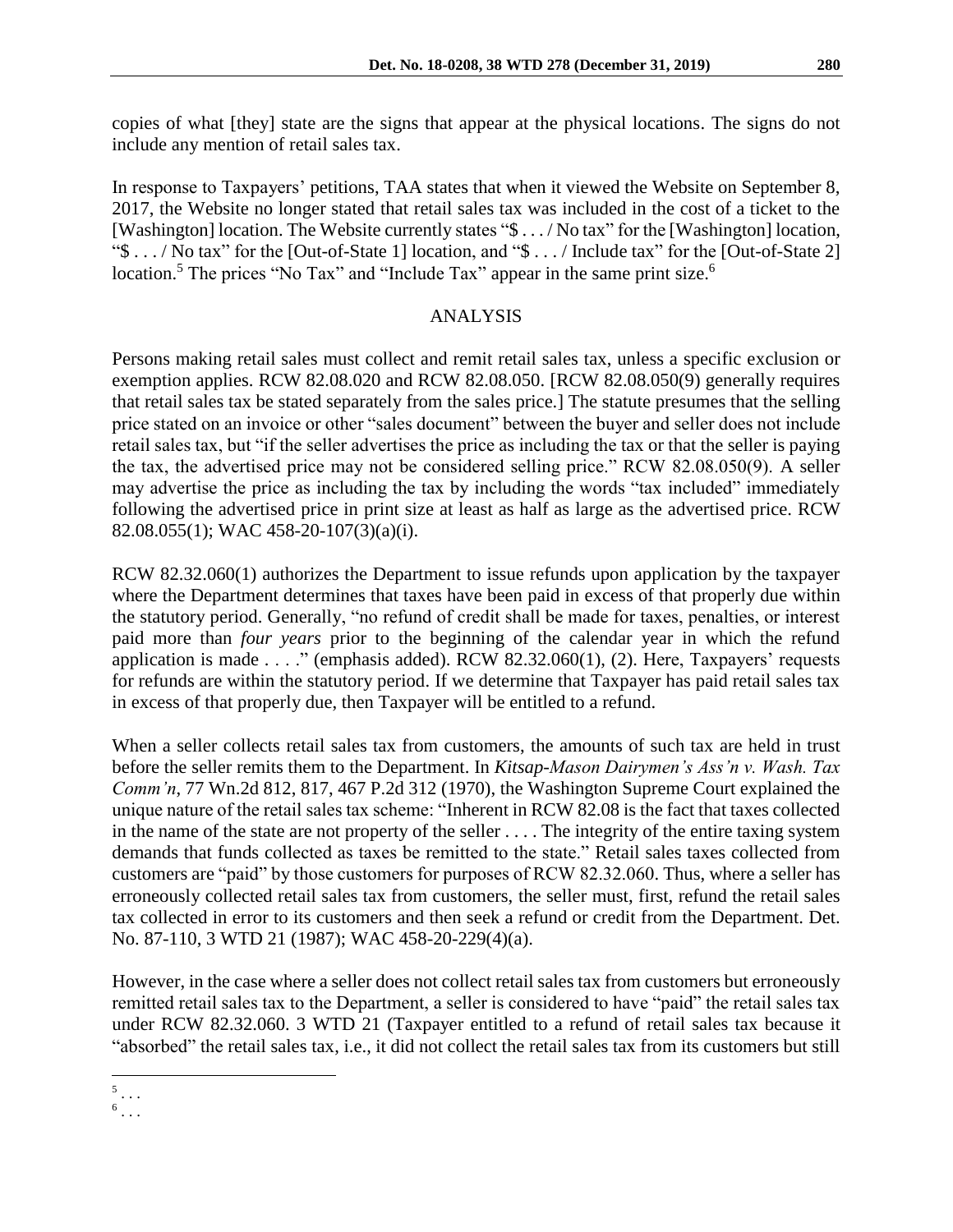copies of what [they] state are the signs that appear at the physical locations. The signs do not include any mention of retail sales tax.

In response to Taxpayers' petitions, TAA states that when it viewed the Website on September 8, 2017, the Website no longer stated that retail sales tax was included in the cost of a ticket to the [Washington] location. The Website currently states "$ . . . / No tax" for the [Washington] location, "$ . . . / No tax" for the [Out-of-State 1] location, and "$ . . . / Include tax" for the [Out-of-State 2] location.[5] The prices "No Tax" and "Include Tax" appear in the same print size.[6]

## ANALYSIS

Persons making retail sales must collect and remit retail sales tax, unless a specific exclusion or exemption applies. RCW 82.08.020 and RCW 82.08.050. [RCW 82.08.050(9) generally requires that retail sales tax be stated separately from the sales price.] The statute presumes that the selling price stated on an invoice or other "sales document" between the buyer and seller does not include retail sales tax, but "if the seller advertises the price as including the tax or that the seller is paying the tax, the advertised price may not be considered selling price." RCW 82.08.050(9). A seller may advertise the price as including the tax by including the words "tax included" immediately following the advertised price in print size at least as half as large as the advertised price. RCW 82.08.055(1); WAC 458-20-107(3)(a)(i).

RCW 82.32.060(1) authorizes the Department to issue refunds upon application by the taxpayer where the Department determines that taxes have been paid in excess of that properly due within the statutory period. Generally, "no refund of credit shall be made for taxes, penalties, or interest paid more than *four years* prior to the beginning of the calendar year in which the refund application is made . . . ." (emphasis added). RCW 82.32.060(1), (2). Here, Taxpayers' requests for refunds are within the statutory period. If we determine that Taxpayer has paid retail sales tax in excess of that properly due, then Taxpayer will be entitled to a refund.

When a seller collects retail sales tax from customers, the amounts of such tax are held in trust before the seller remits them to the Department. In *Kitsap-Mason Dairymen's Ass'n v. Wash. Tax Comm'n*, 77 Wn.2d 812, 817, 467 P.2d 312 (1970), the Washington Supreme Court explained the unique nature of the retail sales tax scheme: "Inherent in RCW 82.08 is the fact that taxes collected in the name of the state are not property of the seller . . . . The integrity of the entire taxing system demands that funds collected as taxes be remitted to the state." Retail sales taxes collected from customers are "paid" by those customers for purposes of RCW 82.32.060. Thus, where a seller has erroneously collected retail sales tax from customers, the seller must, first, refund the retail sales tax collected in error to its customers and then seek a refund or credit from the Department. Det. No. 87-110, 3 WTD 21 (1987); WAC 458-20-229(4)(a).

However, in the case where a seller does not collect retail sales tax from customers but erroneously remitted retail sales tax to the Department, a seller is considered to have "paid" the retail sales tax under RCW 82.32.060. 3 WTD 21 (Taxpayer entitled to a refund of retail sales tax because it "absorbed" the retail sales tax, i.e., it did not collect the retail sales tax from its customers but still

---

[5] . . .

[6] . . .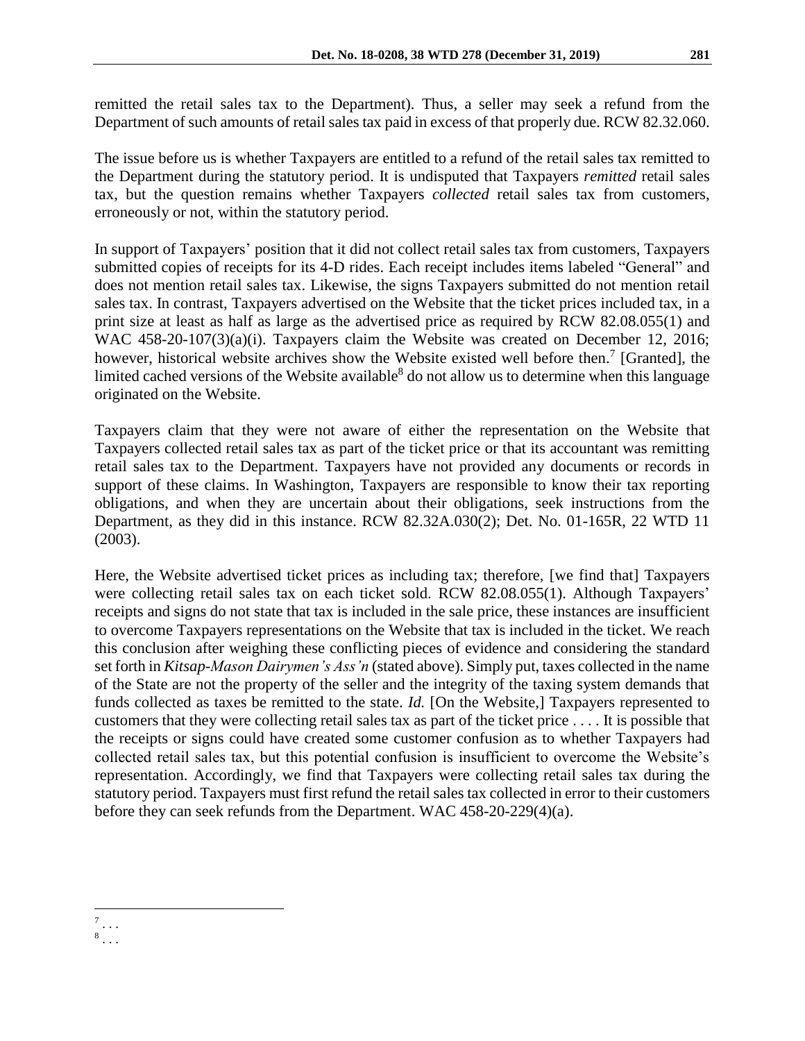remitted the retail sales tax to the Department). Thus, a seller may seek a refund from the Department of such amounts of retail sales tax paid in excess of that properly due. RCW 82.32.060.

The issue before us is whether Taxpayers are entitled to a refund of the retail sales tax remitted to the Department during the statutory period. It is undisputed that Taxpayers *remitted* retail sales tax, but the question remains whether Taxpayers *collected* retail sales tax from customers, erroneously or not, within the statutory period.

In support of Taxpayers' position that it did not collect retail sales tax from customers, Taxpayers submitted copies of receipts for its 4-D rides. Each receipt includes items labeled "General" and does not mention retail sales tax. Likewise, the signs Taxpayers submitted do not mention retail sales tax. In contrast, Taxpayers advertised on the Website that the ticket prices included tax, in a print size at least as half as large as the advertised price as required by RCW 82.08.055(1) and WAC 458-20-107(3)(a)(i). Taxpayers claim the Website was created on December 12, 2016; however, historical website archives show the Website existed well before then.[7] [Granted], the limited cached versions of the Website available[8] do not allow us to determine when this language originated on the Website.

Taxpayers claim that they were not aware of either the representation on the Website that Taxpayers collected retail sales tax as part of the ticket price or that its accountant was remitting retail sales tax to the Department. Taxpayers have not provided any documents or records in support of these claims. In Washington, Taxpayers are responsible to know their tax reporting obligations, and when they are uncertain about their obligations, seek instructions from the Department, as they did in this instance. RCW 82.32A.030(2); Det. No. 01-165R, 22 WTD 11 (2003).

Here, the Website advertised ticket prices as including tax; therefore, [we find that] Taxpayers were collecting retail sales tax on each ticket sold. RCW 82.08.055(1). Although Taxpayers' receipts and signs do not state that tax is included in the sale price, these instances are insufficient to overcome Taxpayers representations on the Website that tax is included in the ticket. We reach this conclusion after weighing these conflicting pieces of evidence and considering the standard set forth in *Kitsap-Mason Dairymen's Ass'n* (stated above). Simply put, taxes collected in the name of the State are not the property of the seller and the integrity of the taxing system demands that funds collected as taxes be remitted to the state. *Id.* [On the Website,] Taxpayers represented to customers that they were collecting retail sales tax as part of the ticket price . . . . It is possible that the receipts or signs could have created some customer confusion as to whether Taxpayers had collected retail sales tax, but this potential confusion is insufficient to overcome the Website's representation. Accordingly, we find that Taxpayers were collecting retail sales tax during the statutory period. Taxpayers must first refund the retail sales tax collected in error to their customers before they can seek refunds from the Department. WAC 458-20-229(4)(a).

---

[7] . . .

[8] . . .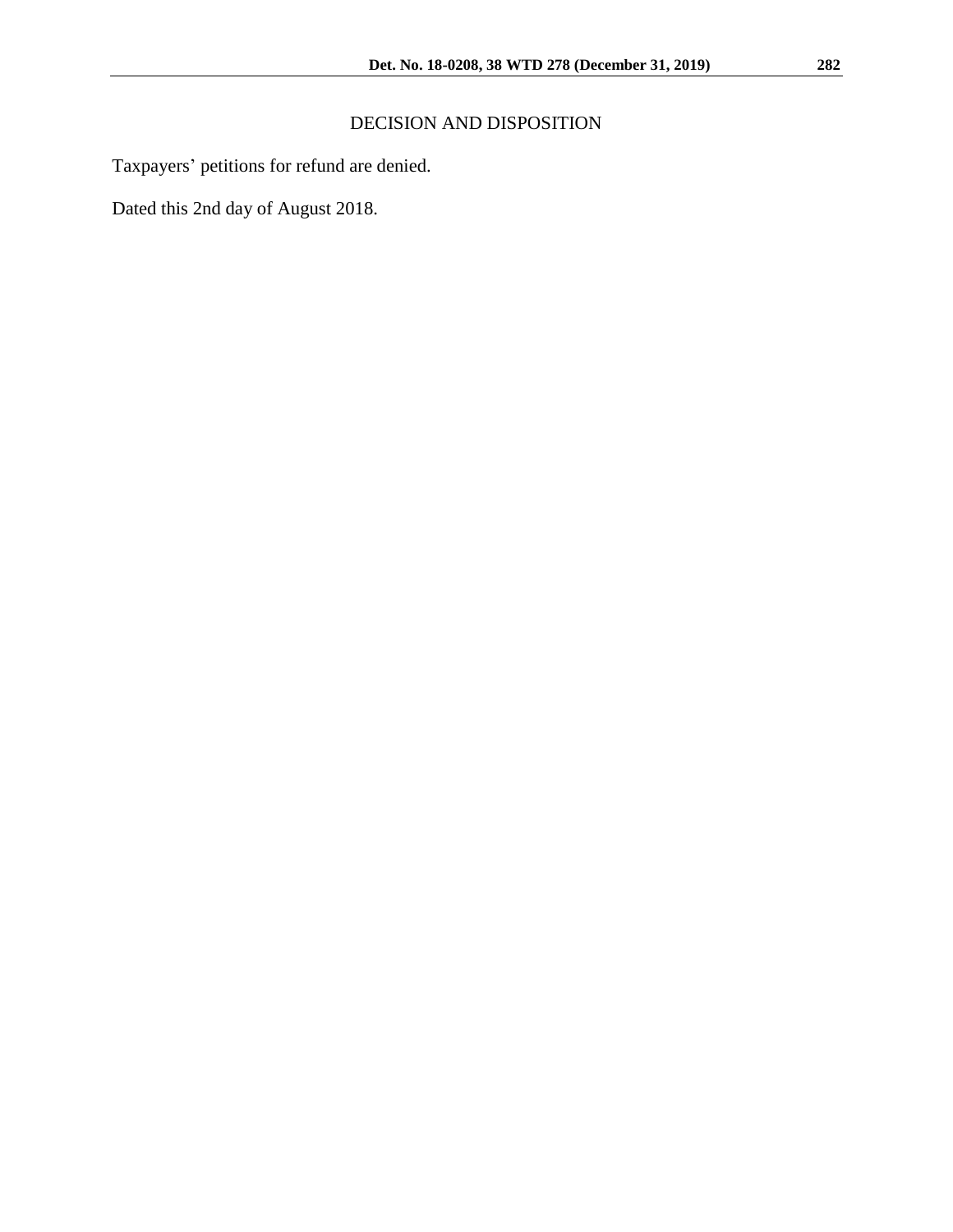## DECISION AND DISPOSITION

Taxpayers' petitions for refund are denied.

Dated this 2nd day of August 2018.